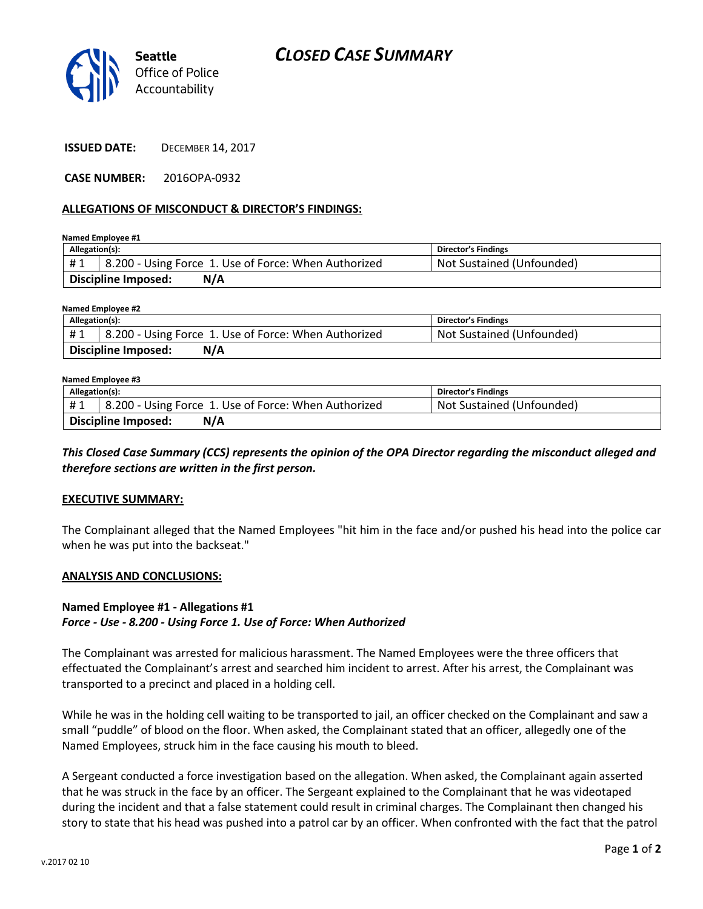Seattle Office of Police Accountability

# CLOSED CASE SUMMARY

**ISSUED DATE:** DECEMBER 14, 2017

**CASE NUMBER:** 2016OPA-0932

## ALLEGATIONS OF MISCONDUCT & DIRECTOR'S FINDINGS:

**Named Employee #1**

| Allegation(s): | | Director's Findings |
|---|---|---|
| # 1 | 8.200 - Using Force 1. Use of Force: When Authorized | Not Sustained (Unfounded) |
| **Discipline Imposed:** | **N/A** | |

**Named Employee #2**

| Allegation(s): | | Director's Findings |
|---|---|---|
| # 1 | 8.200 - Using Force 1. Use of Force: When Authorized | Not Sustained (Unfounded) |
| **Discipline Imposed:** | **N/A** | |

**Named Employee #3**

| Allegation(s): | | Director's Findings |
|---|---|---|
| # 1 | 8.200 - Using Force 1. Use of Force: When Authorized | Not Sustained (Unfounded) |
| **Discipline Imposed:** | **N/A** | |

***This Closed Case Summary (CCS) represents the opinion of the OPA Director regarding the misconduct alleged and therefore sections are written in the first person.***

## EXECUTIVE SUMMARY:

The Complainant alleged that the Named Employees "hit him in the face and/or pushed his head into the police car when he was put into the backseat."

## ANALYSIS AND CONCLUSIONS:

**Named Employee #1 - Allegations #1**
***Force - Use - 8.200 - Using Force 1. Use of Force: When Authorized***

The Complainant was arrested for malicious harassment. The Named Employees were the three officers that effectuated the Complainant's arrest and searched him incident to arrest. After his arrest, the Complainant was transported to a precinct and placed in a holding cell.

While he was in the holding cell waiting to be transported to jail, an officer checked on the Complainant and saw a small "puddle" of blood on the floor. When asked, the Complainant stated that an officer, allegedly one of the Named Employees, struck him in the face causing his mouth to bleed.

A Sergeant conducted a force investigation based on the allegation. When asked, the Complainant again asserted that he was struck in the face by an officer. The Sergeant explained to the Complainant that he was videotaped during the incident and that a false statement could result in criminal charges. The Complainant then changed his story to state that his head was pushed into a patrol car by an officer. When confronted with the fact that the patrol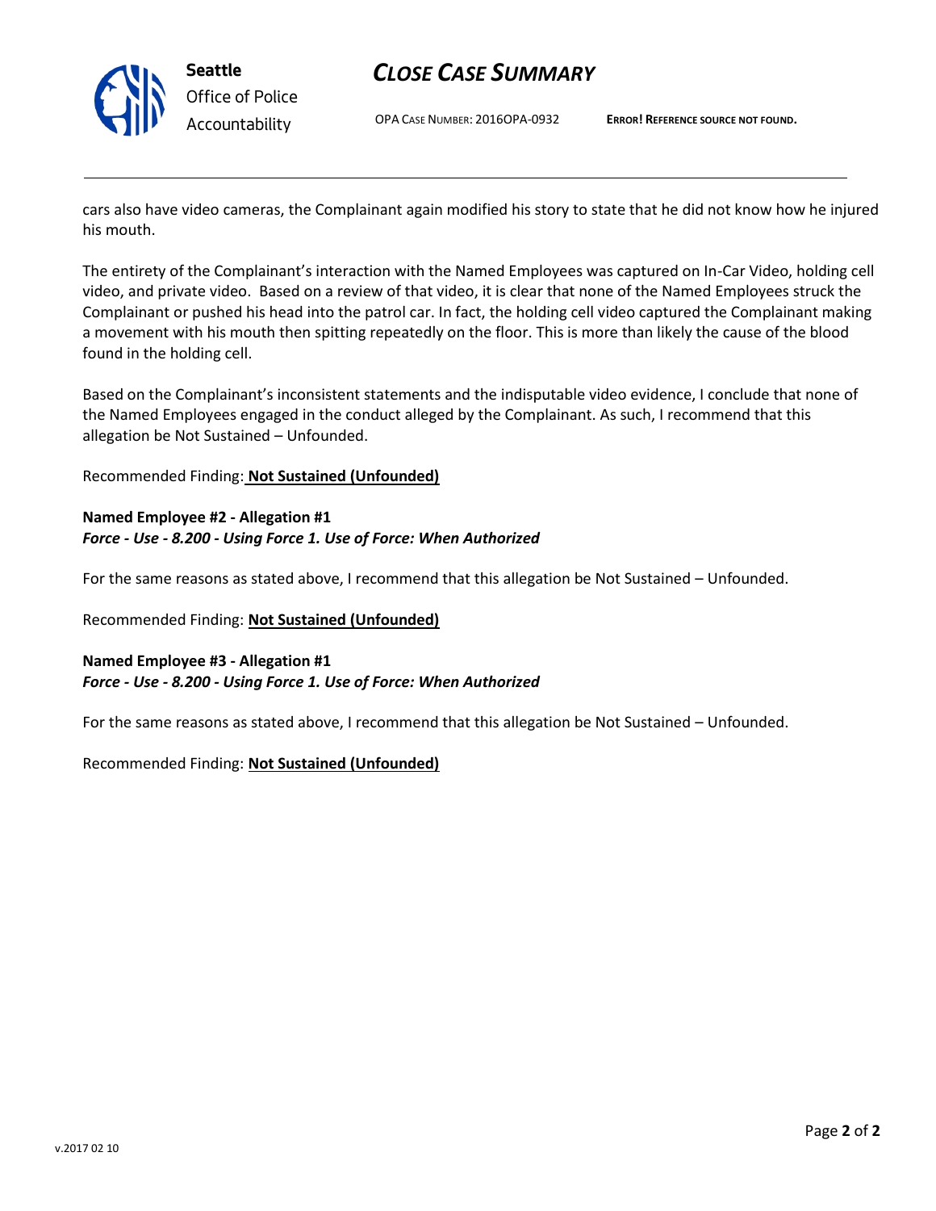cars also have video cameras, the Complainant again modified his story to state that he did not know how he injured his mouth.

The entirety of the Complainant's interaction with the Named Employees was captured on In-Car Video, holding cell video, and private video. Based on a review of that video, it is clear that none of the Named Employees struck the Complainant or pushed his head into the patrol car. In fact, the holding cell video captured the Complainant making a movement with his mouth then spitting repeatedly on the floor. This is more than likely the cause of the blood found in the holding cell.

Based on the Complainant's inconsistent statements and the indisputable video evidence, I conclude that none of the Named Employees engaged in the conduct alleged by the Complainant. As such, I recommend that this allegation be Not Sustained – Unfounded.

Recommended Finding: **Not Sustained (Unfounded)**

**Named Employee #2 - Allegation #1**
***Force - Use - 8.200 - Using Force 1. Use of Force: When Authorized***

For the same reasons as stated above, I recommend that this allegation be Not Sustained – Unfounded.

Recommended Finding: **Not Sustained (Unfounded)**

**Named Employee #3 - Allegation #1**
***Force - Use - 8.200 - Using Force 1. Use of Force: When Authorized***

For the same reasons as stated above, I recommend that this allegation be Not Sustained – Unfounded.

Recommended Finding: **Not Sustained (Unfounded)**